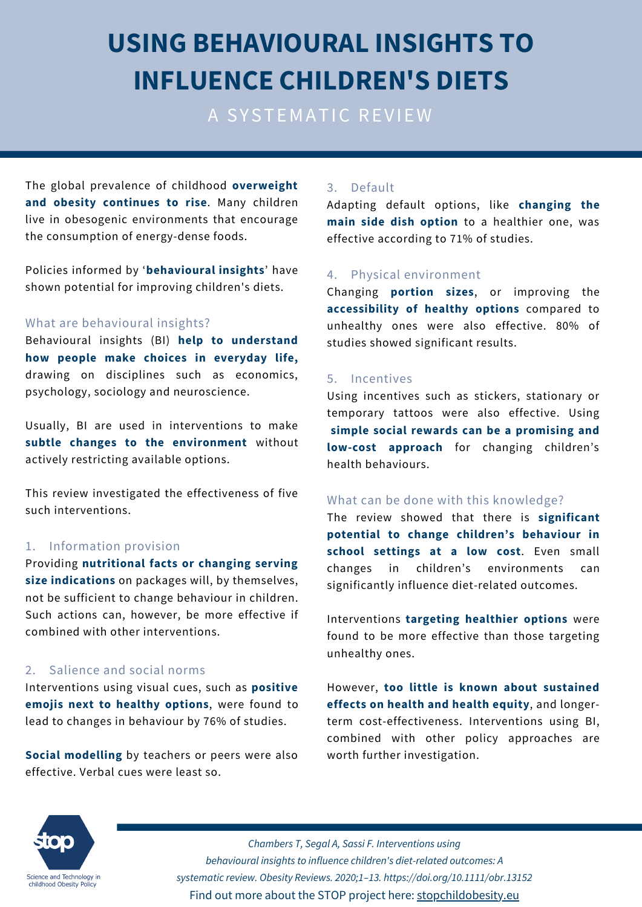# USING BEHAVIOURAL INSIGHTS TO INFLUENCE CHILDREN'S DIETS

A SYSTEMATIC REVIEW

The global prevalence of childhood **overweight and obesity continues to rise**. Many children live in obesogenic environments that encourage the consumption of energy-dense foods.

Policies informed by '**behavioural insights**' have shown potential for improving children's diets.

### What are behavioural insights?

Behavioural insights (BI) **help to understand how people make choices in everyday life,** drawing on disciplines such as economics, psychology, sociology and neuroscience.

Usually, BI are used in interventions to make **subtle changes to the environment** without actively restricting available options.

This review investigated the effectiveness of five such interventions.

### 1. Information provision

Providing **nutritional facts or changing serving size indications** on packages will, by themselves, not be sufficient to change behaviour in children. Such actions can, however, be more effective if combined with other interventions.

### 2. Salience and social norms

Interventions using visual cues, such as **positive emojis next to healthy options**, were found to lead to changes in behaviour by 76% of studies.

**Social modelling** by teachers or peers were also effective. Verbal cues were least so.

### 3. Default

Adapting default options, like **changing the main side dish option** to a healthier one, was effective according to 71% of studies.

### 4. Physical environment

Changing **portion sizes**, or improving the **accessibility of healthy options** compared to unhealthy ones were also effective. 80% of studies showed significant results.

### 5. Incentives

Using incentives such as stickers, stationary or temporary tattoos were also effective. Using **simple social rewards can be a promising and low-cost approach** for changing children's health behaviours.

### What can be done with this knowledge?

The review showed that there is **significant potential to change children's behaviour in school settings at a low cost**. Even small changes in children's environments can significantly influence diet-related outcomes.

Interventions **targeting healthier options** were found to be more effective than those targeting unhealthy ones.

However, **too little is known about sustained effects on health and health equity**, and longer-term cost-effectiveness. Interventions using BI, combined with other policy approaches are worth further investigation.

stop — Science and Technology in childhood Obesity Policy

*Chambers T, Segal A, Sassi F. Interventions using behavioural insights to influence children's diet-related outcomes: A systematic review. Obesity Reviews. 2020;1–13. https://doi.org/10.1111/obr.13152*

Find out more about the STOP project here: stopchildobesity.eu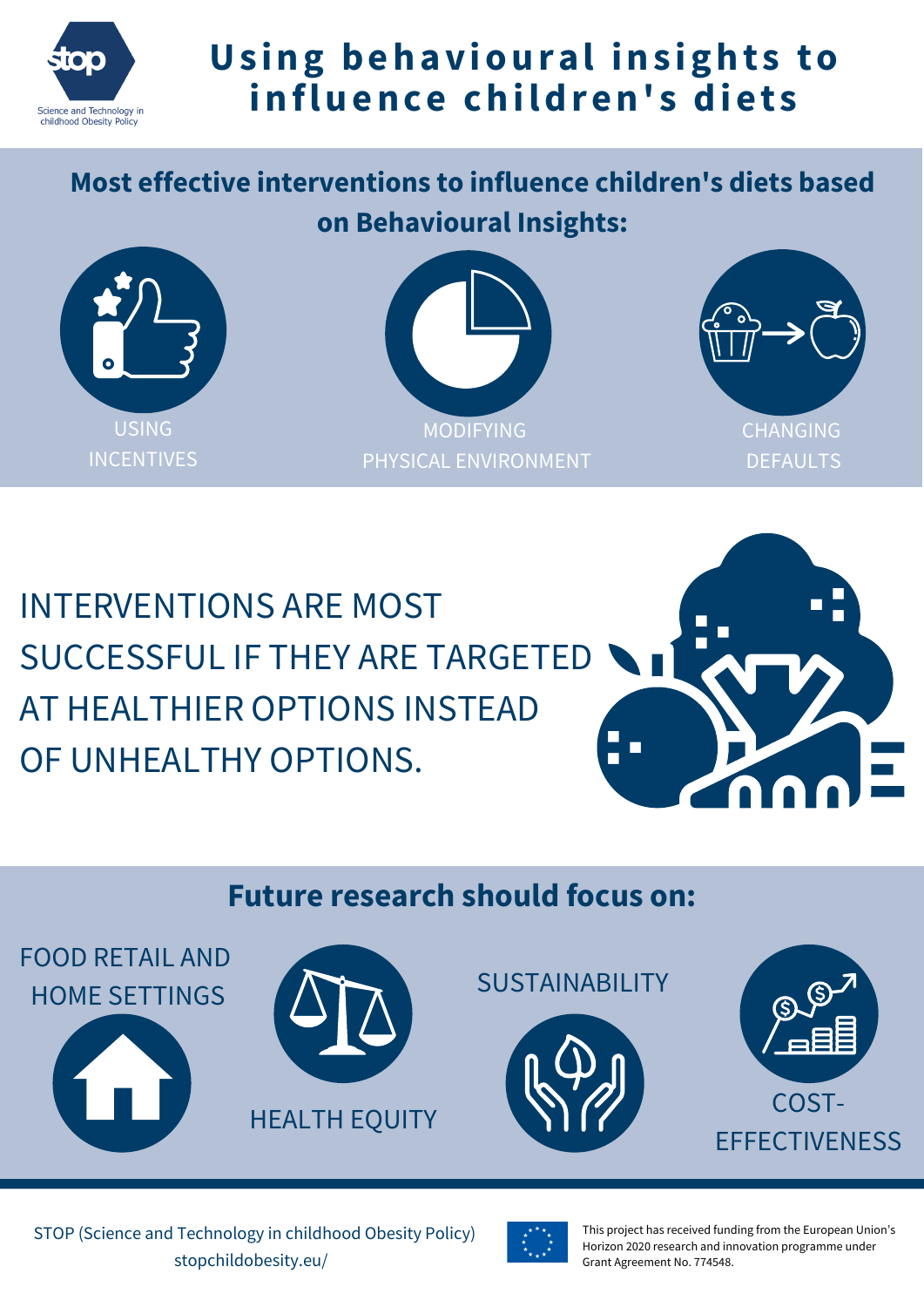# Using behavioural insights to influence children's diets

## Most effective interventions to influence children's diets based on Behavioural Insights:

USING INCENTIVES

MODIFYING PHYSICAL ENVIRONMENT

CHANGING DEFAULTS

INTERVENTIONS ARE MOST SUCCESSFUL IF THEY ARE TARGETED AT HEALTHIER OPTIONS INSTEAD OF UNHEALTHY OPTIONS.

## Future research should focus on:

FOOD RETAIL AND HOME SETTINGS

HEALTH EQUITY

SUSTAINABILITY

COST-EFFECTIVENESS

STOP (Science and Technology in childhood Obesity Policy)
stopchildobesity.eu/

This project has received funding from the European Union's Horizon 2020 research and innovation programme under Grant Agreement No. 774548.